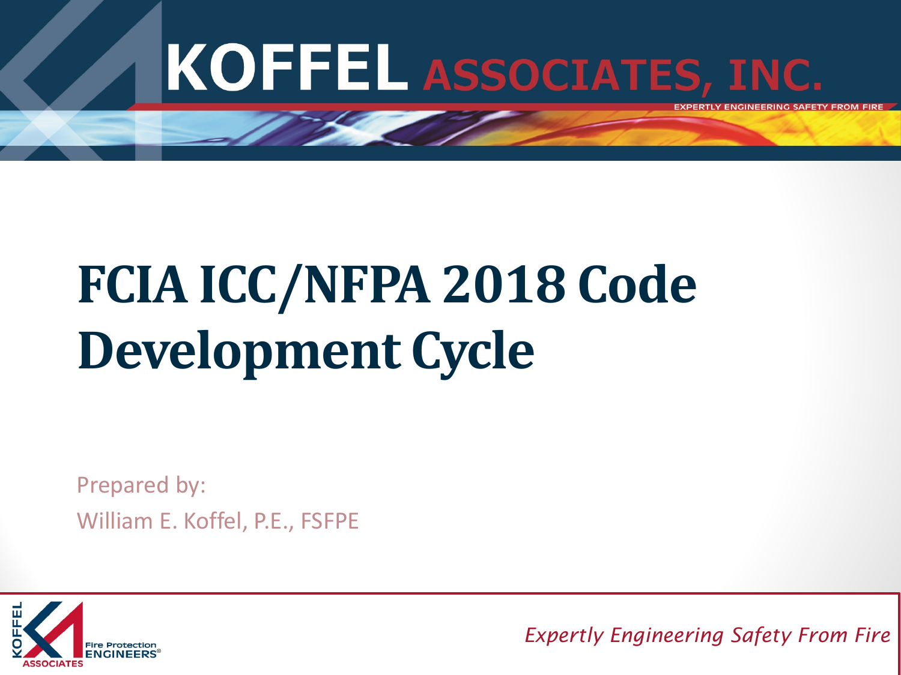# FCIA ICC/NFPA 2018 Code Development Cycle

Prepared by:

William E. Koffel, P.E., FSFPE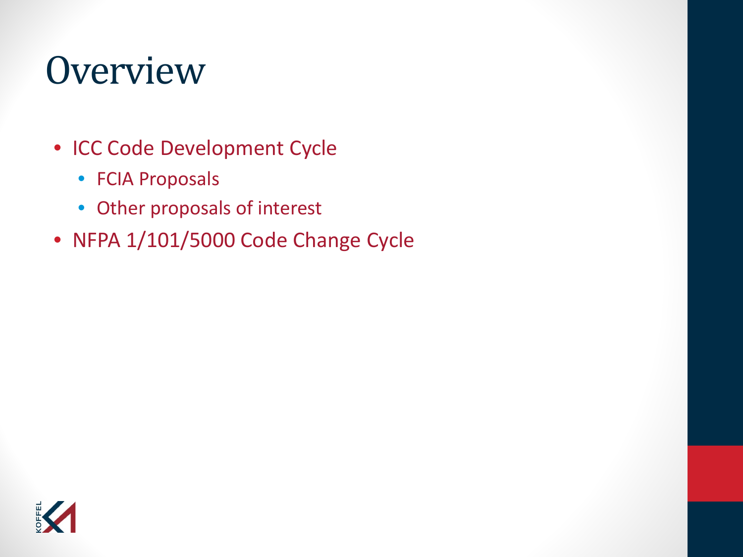# Overview

- ICC Code Development Cycle
  - FCIA Proposals
  - Other proposals of interest
- NFPA 1/101/5000 Code Change Cycle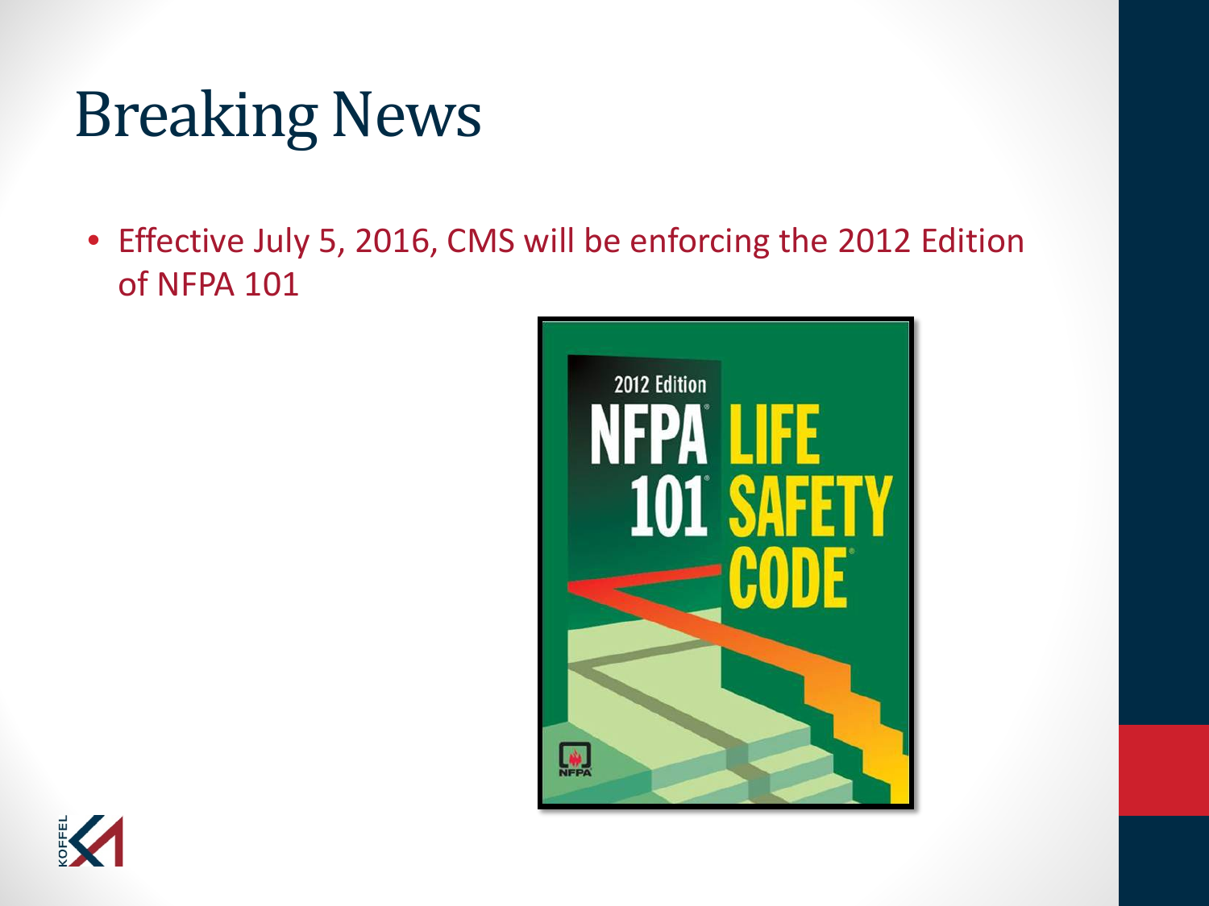# Breaking News

- Effective July 5, 2016, CMS will be enforcing the 2012 Edition of NFPA 101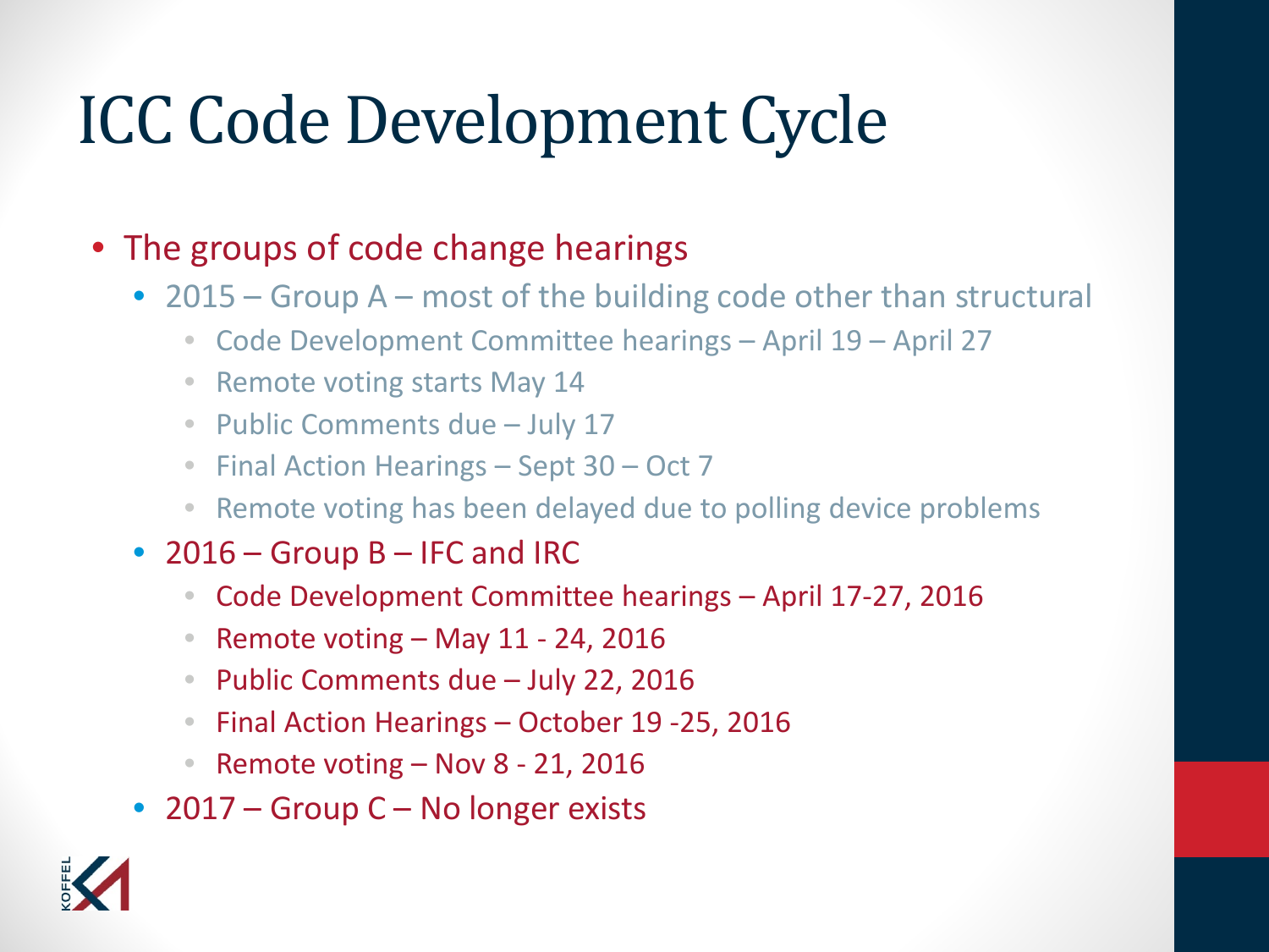# ICC Code Development Cycle

- The groups of code change hearings
  - 2015 – Group A – most of the building code other than structural
    - Code Development Committee hearings – April 19 – April 27
    - Remote voting starts May 14
    - Public Comments due – July 17
    - Final Action Hearings – Sept 30 – Oct 7
    - Remote voting has been delayed due to polling device problems
  - 2016 – Group B – IFC and IRC
    - Code Development Committee hearings – April 17-27, 2016
    - Remote voting – May 11 - 24, 2016
    - Public Comments due – July 22, 2016
    - Final Action Hearings – October 19 -25, 2016
    - Remote voting – Nov 8 - 21, 2016
  - 2017 – Group C – No longer exists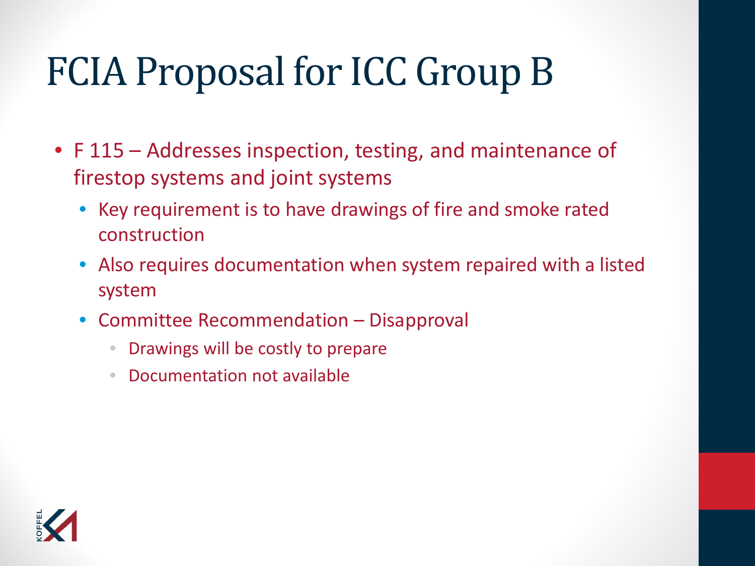# FCIA Proposal for ICC Group B

- F 115 – Addresses inspection, testing, and maintenance of firestop systems and joint systems
  - Key requirement is to have drawings of fire and smoke rated construction
  - Also requires documentation when system repaired with a listed system
  - Committee Recommendation – Disapproval
    - Drawings will be costly to prepare
    - Documentation not available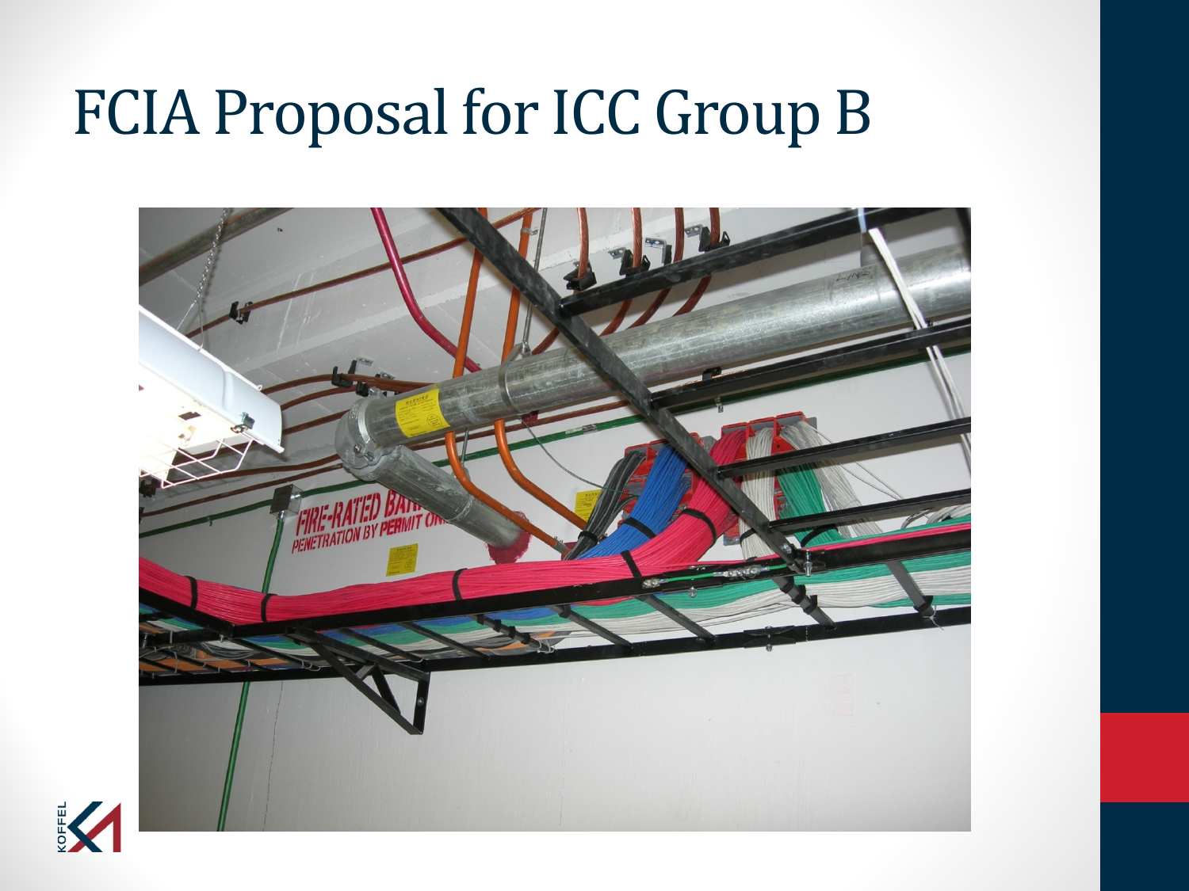# FCIA Proposal for ICC Group B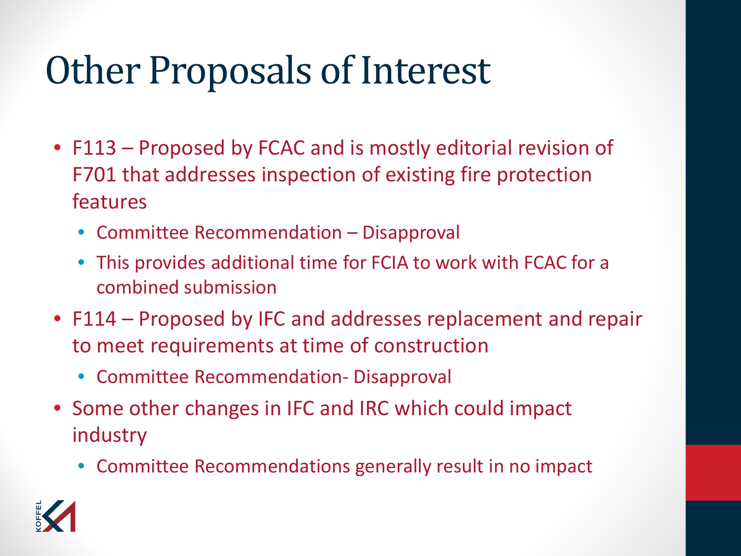# Other Proposals of Interest

- F113 – Proposed by FCAC and is mostly editorial revision of F701 that addresses inspection of existing fire protection features
  - Committee Recommendation – Disapproval
  - This provides additional time for FCIA to work with FCAC for a combined submission
- F114 – Proposed by IFC and addresses replacement and repair to meet requirements at time of construction
  - Committee Recommendation- Disapproval
- Some other changes in IFC and IRC which could impact industry
  - Committee Recommendations generally result in no impact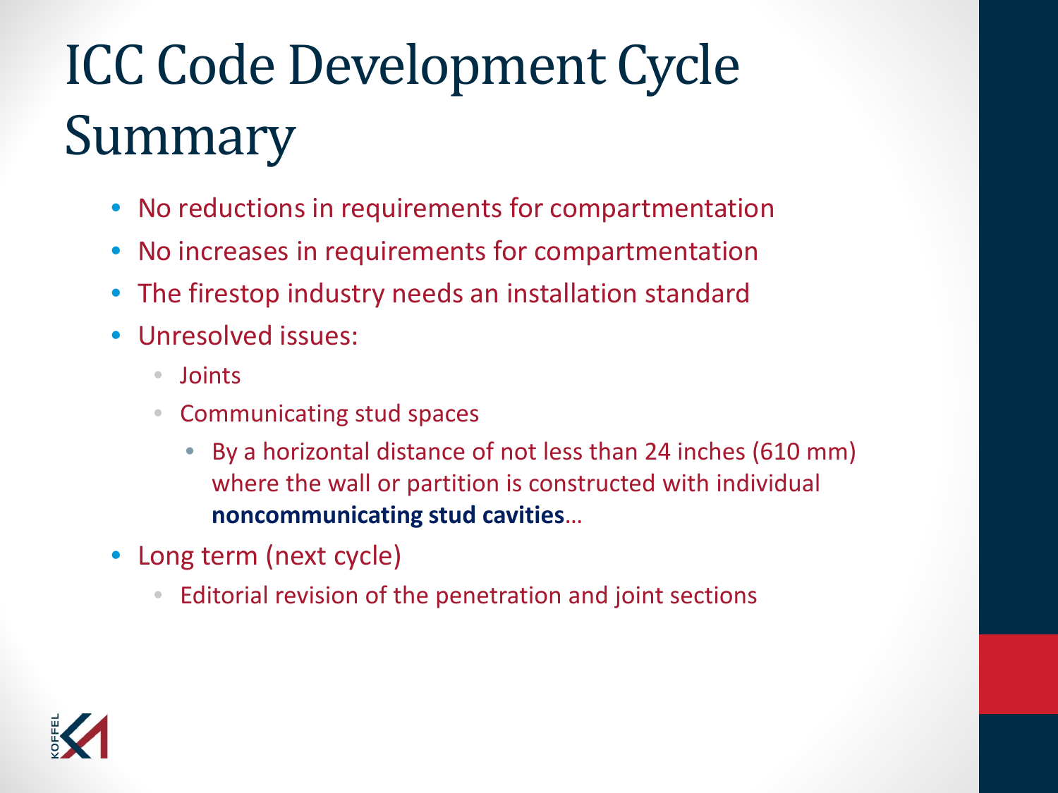# ICC Code Development Cycle Summary

- No reductions in requirements for compartmentation
- No increases in requirements for compartmentation
- The firestop industry needs an installation standard
- Unresolved issues:
  - Joints
  - Communicating stud spaces
    - By a horizontal distance of not less than 24 inches (610 mm) where the wall or partition is constructed with individual **noncommunicating stud cavities**…
- Long term (next cycle)
  - Editorial revision of the penetration and joint sections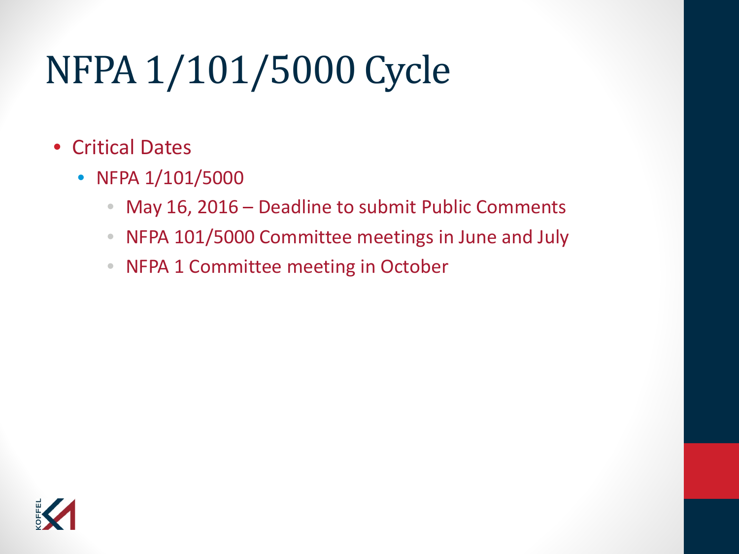# NFPA 1/101/5000 Cycle

- Critical Dates
  - NFPA 1/101/5000
    - May 16, 2016 – Deadline to submit Public Comments
    - NFPA 101/5000 Committee meetings in June and July
    - NFPA 1 Committee meeting in October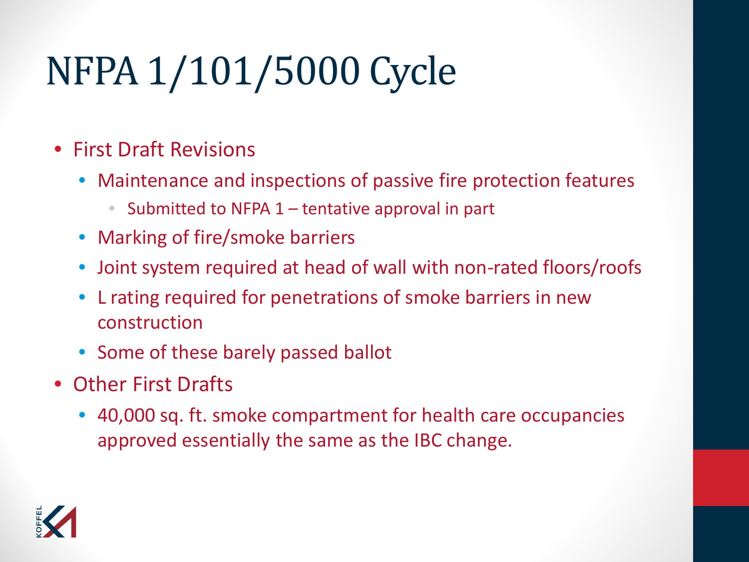# NFPA 1/101/5000 Cycle

- First Draft Revisions
  - Maintenance and inspections of passive fire protection features
    - Submitted to NFPA 1 – tentative approval in part
  - Marking of fire/smoke barriers
  - Joint system required at head of wall with non-rated floors/roofs
  - L rating required for penetrations of smoke barriers in new construction
  - Some of these barely passed ballot
- Other First Drafts
  - 40,000 sq. ft. smoke compartment for health care occupancies approved essentially the same as the IBC change.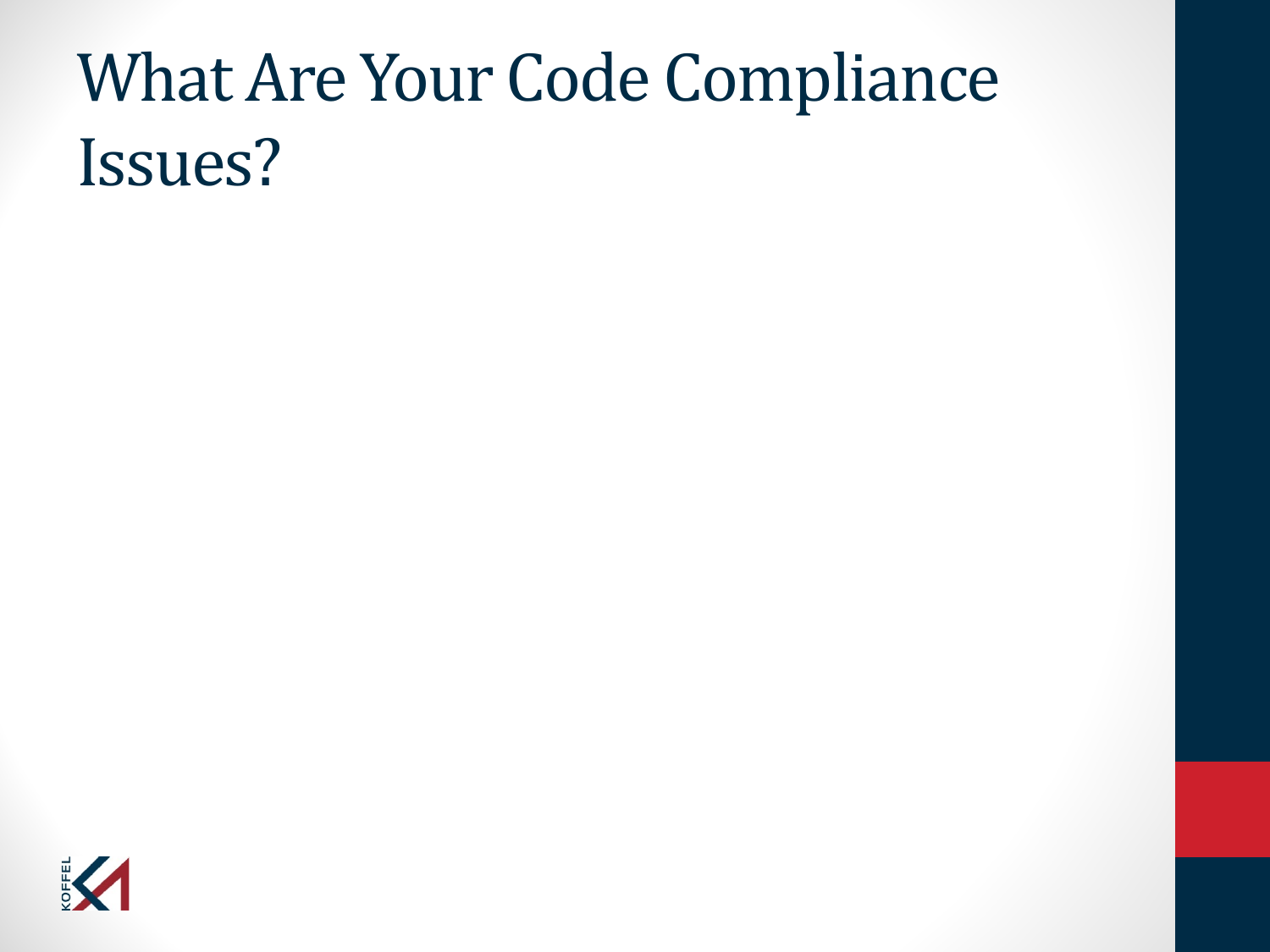# What Are Your Code Compliance Issues?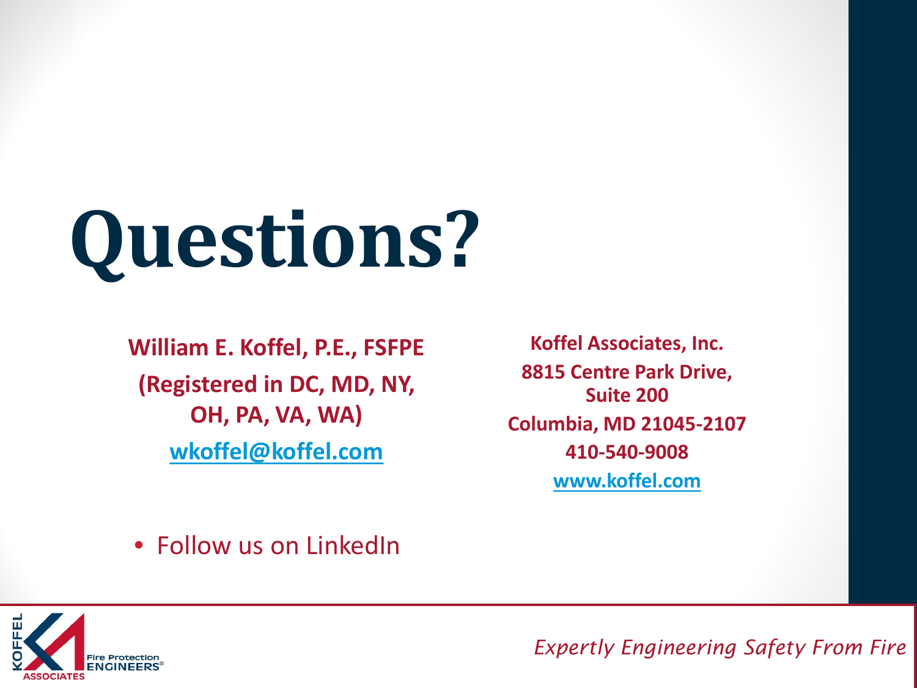# Questions?

**William E. Koffel, P.E., FSFPE**
**(Registered in DC, MD, NY, OH, PA, VA, WA)**
**wkoffel@koffel.com**

**Koffel Associates, Inc.**
**8815 Centre Park Drive, Suite 200**
**Columbia, MD 21045-2107**
**410-540-9008**
**www.koffel.com**

- Follow us on LinkedIn

KOFFEL ASSOCIATES Fire Protection ENGINEERS®

*Expertly Engineering Safety From Fire*